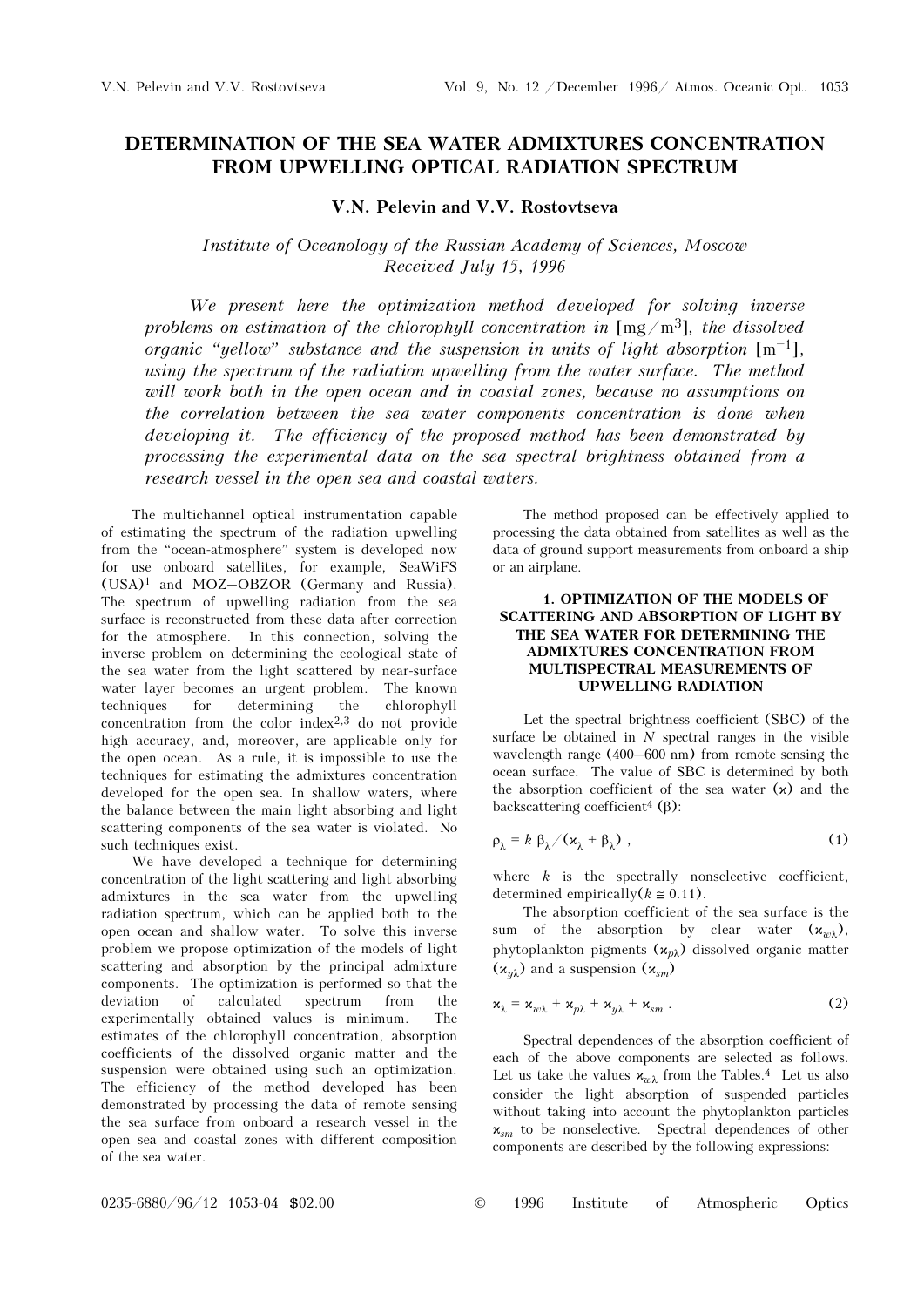# DETERMINATION OF THE SEA WATER ADMIXTURES CONCENTRATION FROM UPWELLING OPTICAL RADIATION SPECTRUM

**V.N. Pelevin and V.V. Rostovtseva**

*Institute of Oceanology of the Russian Academy of Sciences, Moscow*
*Received July 15, 1996*

*We present here the optimization method developed for solving inverse problems on estimation of the chlorophyll concentration in [mg/m$^3$], the dissolved organic "yellow" substance and the suspension in units of light absorption [m$^{-1}$], using the spectrum of the radiation upwelling from the water surface. The method will work both in the open ocean and in coastal zones, because no assumptions on the correlation between the sea water components concentration is done when developing it. The efficiency of the proposed method has been demonstrated by processing the experimental data on the sea spectral brightness obtained from a research vessel in the open sea and coastal waters.*

The multichannel optical instrumentation capable of estimating the spectrum of the radiation upwelling from the "ocean-atmosphere" system is developed now for use onboard satellites, for example, SeaWiFS (USA)[1] and MOZ–OBZOR (Germany and Russia). The spectrum of upwelling radiation from the sea surface is reconstructed from these data after correction for the atmosphere. In this connection, solving the inverse problem on determining the ecological state of the sea water from the light scattered by near-surface water layer becomes an urgent problem. The known techniques for determining the chlorophyll concentration from the color index[2,3] do not provide high accuracy, and, moreover, are applicable only for the open ocean. As a rule, it is impossible to use the techniques for estimating the admixtures concentration developed for the open sea. In shallow waters, where the balance between the main light absorbing and light scattering components of the sea water is violated. No such techniques exist.

We have developed a technique for determining concentration of the light scattering and light absorbing admixtures in the sea water from the upwelling radiation spectrum, which can be applied both to the open ocean and shallow water. To solve this inverse problem we propose optimization of the models of light scattering and absorption by the principal admixture components. The optimization is performed so that the deviation of calculated spectrum from the experimentally obtained values is minimum. The estimates of the chlorophyll concentration, absorption coefficients of the dissolved organic matter and the suspension were obtained using such an optimization. The efficiency of the method developed has been demonstrated by processing the data of remote sensing the sea surface from onboard a research vessel in the open sea and coastal zones with different composition of the sea water.

The method proposed can be effectively applied to processing the data obtained from satellites as well as the data of ground support measurements from onboard a ship or an airplane.

## 1. OPTIMIZATION OF THE MODELS OF SCATTERING AND ABSORPTION OF LIGHT BY THE SEA WATER FOR DETERMINING THE ADMIXTURES CONCENTRATION FROM MULTISPECTRAL MEASUREMENTS OF UPWELLING RADIATION

Let the spectral brightness coefficient (SBC) of the surface be obtained in $N$ spectral ranges in the visible wavelength range (400–600 nm) from remote sensing the ocean surface. The value of SBC is determined by both the absorption coefficient of the sea water ($\varkappa$) and the backscattering coefficient[4] ($\beta$):

$$\rho_\lambda = k\, \beta_\lambda / (\varkappa_\lambda + \beta_\lambda)\ , \tag{1}$$

where $k$ is the spectrally nonselective coefficient, determined empirically ($k \cong 0.11$).

The absorption coefficient of the sea surface is the sum of the absorption by clear water ($\varkappa_{w\lambda}$), phytoplankton pigments ($\varkappa_{p\lambda}$) dissolved organic matter ($\varkappa_{y\lambda}$) and a suspension ($\varkappa_{sm}$)

$$\varkappa_\lambda = \varkappa_{w\lambda} + \varkappa_{p\lambda} + \varkappa_{y\lambda} + \varkappa_{sm}\ . \tag{2}$$

Spectral dependences of the absorption coefficient of each of the above components are selected as follows. Let us take the values $\varkappa_{w\lambda}$ from the Tables.[4] Let us also consider the light absorption of suspended particles without taking into account the phytoplankton particles $\varkappa_{sm}$ to be nonselective. Spectral dependences of other components are described by the following expressions: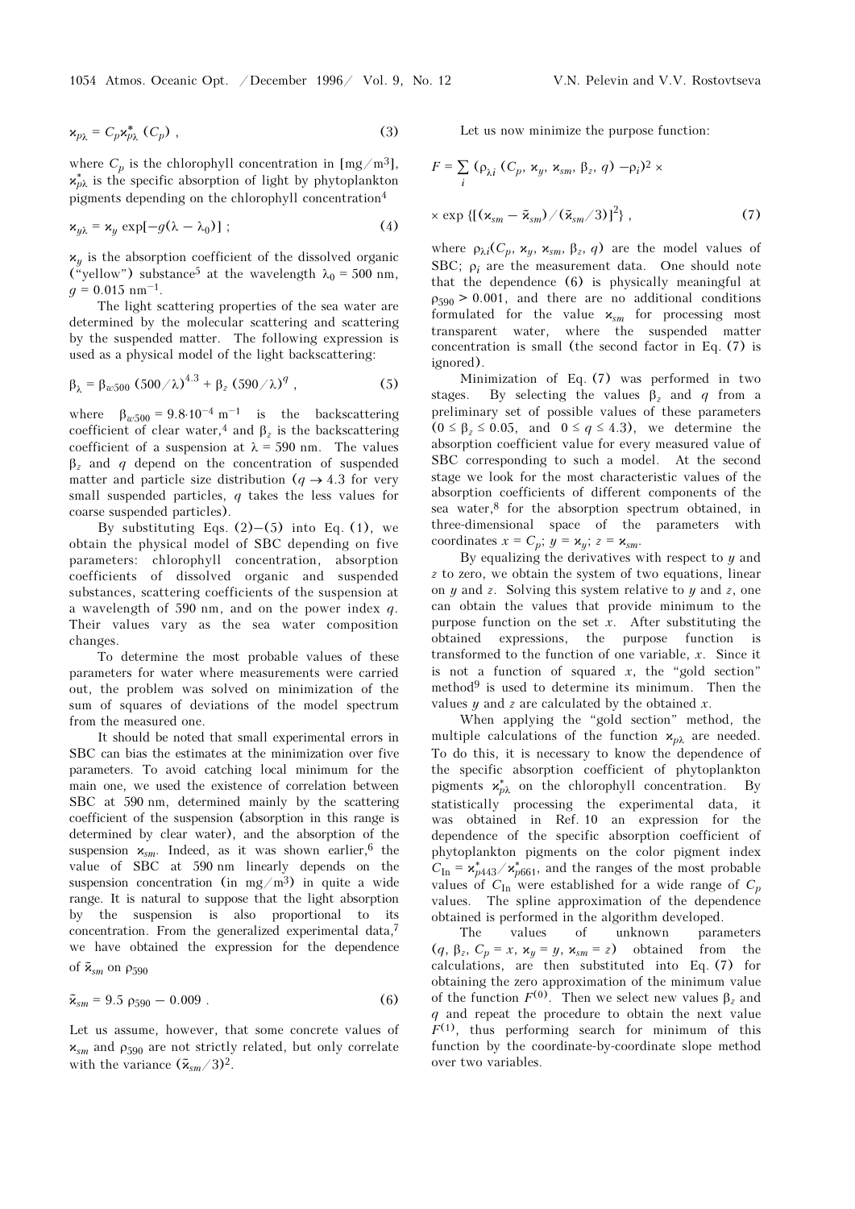$$\varkappa_{p\lambda} = C_p \varkappa^{*}_{p\lambda}\ (C_p)\ , \tag{3}$$

where $C_p$ is the chlorophyll concentration in [mg/m$^3$], $\varkappa^{*}_{p\lambda}$ is the specific absorption of light by phytoplankton pigments depending on the chlorophyll concentration[4]

$$\varkappa_{y\lambda} = \varkappa_y \exp[-g(\lambda - \lambda_0)]\ ; \tag{4}$$

$\varkappa_y$ is the absorption coefficient of the dissolved organic ("yellow") substance[5] at the wavelength $\lambda_0 = 500$ nm, $g = 0.015$ nm$^{-1}$.

The light scattering properties of the sea water are determined by the molecular scattering and scattering by the suspended matter. The following expression is used as a physical model of the light backscattering:

$$\beta_\lambda = \beta_{w500}\ (500/\lambda)^{4.3} + \beta_z\ (590/\lambda)^q\ , \tag{5}$$

where $\beta_{w500} = 9.8 \cdot 10^{-4}$ m$^{-1}$ is the backscattering coefficient of clear water,[4] and $\beta_z$ is the backscattering coefficient of a suspension at $\lambda = 590$ nm. The values $\beta_z$ and $q$ depend on the concentration of suspended matter and particle size distribution ($q \to 4.3$ for very small suspended particles, $q$ takes the less values for coarse suspended particles).

By substituting Eqs. (2)–(5) into Eq. (1), we obtain the physical model of SBC depending on five parameters: chlorophyll concentration, absorption coefficients of dissolved organic and suspended substances, scattering coefficients of the suspension at a wavelength of 590 nm, and on the power index $q$. Their values vary as the sea water composition changes.

To determine the most probable values of these parameters for water where measurements were carried out, the problem was solved on minimization of the sum of squares of deviations of the model spectrum from the measured one.

It should be noted that small experimental errors in SBC can bias the estimates at the minimization over five parameters. To avoid catching local minimum for the main one, we used the existence of correlation between SBC at 590 nm, determined mainly by the scattering coefficient of the suspension (absorption in this range is determined by clear water), and the absorption of the suspension $\varkappa_{sm}$. Indeed, as it was shown earlier,[6] the value of SBC at 590 nm linearly depends on the suspension concentration (in mg/m$^3$) in quite a wide range. It is natural to suppose that the light absorption by the suspension is also proportional to its concentration. From the generalized experimental data,[7] we have obtained the expression for the dependence of $\tilde{\varkappa}_{sm}$ on $\rho_{590}$

$$\tilde{\varkappa}_{sm} = 9.5\ \rho_{590} - 0.009\ . \tag{6}$$

Let us assume, however, that some concrete values of $\varkappa_{sm}$ and $\rho_{590}$ are not strictly related, but only correlate with the variance $(\tilde{\varkappa}_{sm}/3)^2$.

Let us now minimize the purpose function:

$$F = \sum_i\ (\rho_{\lambda i}\ (C_p,\ \varkappa_y,\ \varkappa_{sm},\ \beta_z,\ q) - \rho_i)^2 \times$$

$$\times \exp\{[(\varkappa_{sm} - \tilde{\varkappa}_{sm})/(\tilde{\varkappa}_{sm}/3)]^2\}\ , \tag{7}$$

where $\rho_{\lambda i}(C_p,\ \varkappa_y,\ \varkappa_{sm},\ \beta_z,\ q)$ are the model values of SBC; $\rho_i$ are the measurement data. One should note that the dependence (6) is physically meaningful at $\rho_{590} > 0.001$, and there are no additional conditions formulated for the value $\varkappa_{sm}$ for processing most transparent water, where the suspended matter concentration is small (the second factor in Eq. (7) is ignored).

Minimization of Eq. (7) was performed in two stages. By selecting the values $\beta_z$ and $q$ from a preliminary set of possible values of these parameters ($0 \le \beta_z \le 0.05$, and $0 \le q \le 4.3$), we determine the absorption coefficient value for every measured value of SBC corresponding to such a model. At the second stage we look for the most characteristic values of the absorption coefficients of different components of the sea water,[8] for the absorption spectrum obtained, in three-dimensional space of the parameters with coordinates $x = C_p$; $y = \varkappa_y$; $z = \varkappa_{sm}$.

By equalizing the derivatives with respect to $y$ and $z$ to zero, we obtain the system of two equations, linear on $y$ and $z$. Solving this system relative to $y$ and $z$, one can obtain the values that provide minimum to the purpose function on the set $x$. After substituting the obtained expressions, the purpose function is transformed to the function of one variable, $x$. Since it is not a function of squared $x$, the "gold section" method[9] is used to determine its minimum. Then the values $y$ and $z$ are calculated by the obtained $x$.

When applying the "gold section" method, the multiple calculations of the function $\varkappa_{p\lambda}$ are needed. To do this, it is necessary to know the dependence of the specific absorption coefficient of phytoplankton pigments $\varkappa^{*}_{p\lambda}$ on the chlorophyll concentration. By statistically processing the experimental data, it was obtained in Ref. 10 an expression for the dependence of the specific absorption coefficient of phytoplankton pigments on the color pigment index $C_{\text{In}} = \varkappa^{*}_{p443}/\varkappa^{*}_{p661}$, and the ranges of the most probable values of $C_{\text{In}}$ were established for a wide range of $C_p$ values. The spline approximation of the dependence obtained is performed in the algorithm developed.

The values of unknown parameters ($q$, $\beta_z$, $C_p = x$, $\varkappa_y = y$, $\varkappa_{sm} = z$) obtained from the calculations, are then substituted into Eq. (7) for obtaining the zero approximation of the minimum value of the function $F^{(0)}$. Then we select new values $\beta_z$ and $q$ and repeat the procedure to obtain the next value $F^{(1)}$, thus performing search for minimum of this function by the coordinate-by-coordinate slope method over two variables.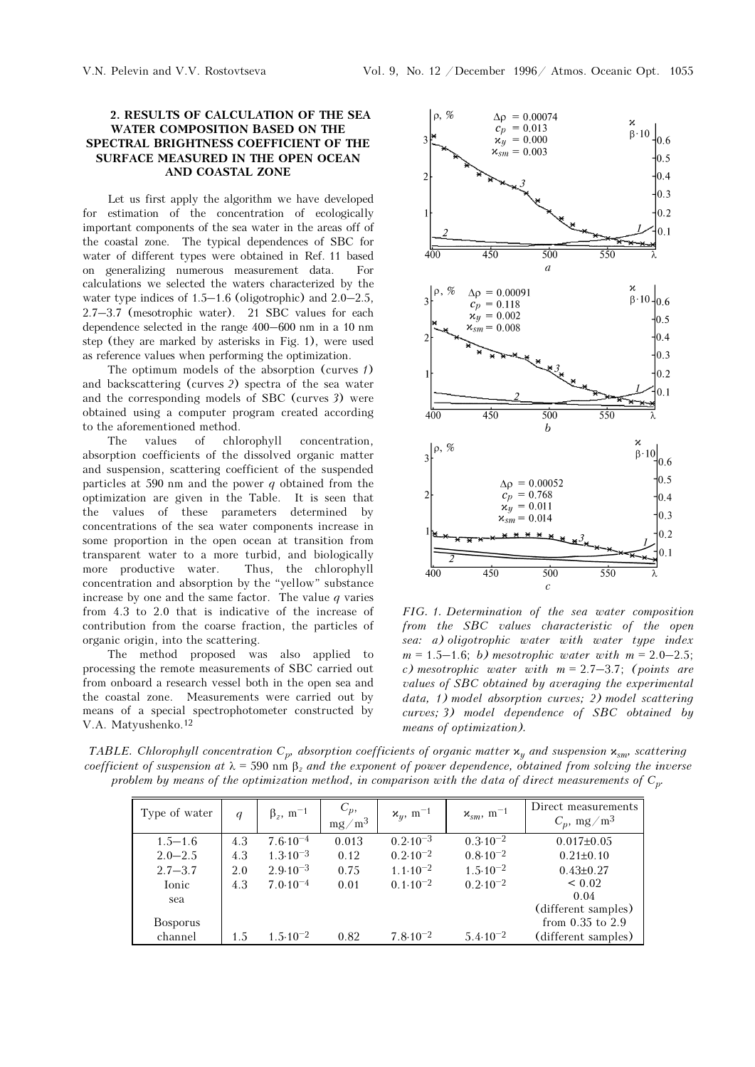## 2. RESULTS OF CALCULATION OF THE SEA WATER COMPOSITION BASED ON THE SPECTRAL BRIGHTNESS COEFFICIENT OF THE SURFACE MEASURED IN THE OPEN OCEAN AND COASTAL ZONE

Let us first apply the algorithm we have developed for estimation of the concentration of ecologically important components of the sea water in the areas off of the coastal zone. The typical dependences of SBC for water of different types were obtained in Ref. 11 based on generalizing numerous measurement data. For calculations we selected the waters characterized by the water type indices of 1.5–1.6 (oligotrophic) and 2.0–2.5, 2.7–3.7 (mesotrophic water). 21 SBC values for each dependence selected in the range 400–600 nm in a 10 nm step (they are marked by asterisks in Fig. 1), were used as reference values when performing the optimization.

The optimum models of the absorption (curves *1*) and backscattering (curves *2*) spectra of the sea water and the corresponding models of SBC (curves *3*) were obtained using a computer program created according to the aforementioned method.

The values of chlorophyll concentration, absorption coefficients of the dissolved organic matter and suspension, scattering coefficient of the suspended particles at 590 nm and the power $q$ obtained from the optimization are given in the Table. It is seen that the values of these parameters determined by concentrations of the sea water components increase in some proportion in the open ocean at transition from transparent water to a more turbid, and biologically more productive water. Thus, the chlorophyll concentration and absorption by the "yellow" substance increase by one and the same factor. The value $q$ varies from 4.3 to 2.0 that is indicative of the increase of contribution from the coarse fraction, the particles of organic origin, into the scattering.

The method proposed was also applied to processing the remote measurements of SBC carried out from onboard a research vessel both in the open sea and the coastal zone. Measurements were carried out by means of a special spectrophotometer constructed by V.A. Matyushenko.[12]

*FIG. 1. Determination of the sea water composition from the SBC values characteristic of the open sea: a) oligotrophic water with water type index $m = 1.5$–$1.6$; b) mesotrophic water with $m = 2.0$–$2.5$; c) mesotrophic water with $m = 2.7$–$3.7$; (points are values of SBC obtained by averaging the experimental data, 1) model absorption curves; 2) model scattering curves; 3) model dependence of SBC obtained by means of optimization).*

*TABLE. Chlorophyll concentration $C_p$, absorption coefficients of organic matter $\varkappa_y$ and suspension $\varkappa_{sm}$, scattering coefficient of suspension at $\lambda = 590$ nm $\beta_z$ and the exponent of power dependence, obtained from solving the inverse problem by means of the optimization method, in comparison with the data of direct measurements of $C_p$.*

| Type of water | $q$ | $\beta_z$, m$^{-1}$ | $C_p$, mg/m$^3$ | $\varkappa_y$, m$^{-1}$ | $\varkappa_{sm}$, m$^{-1}$ | Direct measurements $C_p$, mg/m$^3$ |
|---|---|---|---|---|---|---|
| 1.5–1.6 | 4.3 | $7.6\cdot10^{-4}$ | 0.013 | $0.2\cdot10^{-3}$ | $0.3\cdot10^{-2}$ | 0.017±0.05 |
| 2.0–2.5 | 4.3 | $1.3\cdot10^{-3}$ | 0.12 | $0.2\cdot10^{-2}$ | $0.8\cdot10^{-2}$ | 0.21±0.10 |
| 2.7–3.7 | 2.0 | $2.9\cdot10^{-3}$ | 0.75 | $1.1\cdot10^{-2}$ | $1.5\cdot10^{-2}$ | 0.43±0.27 |
| Ionic sea | 4.3 | $7.0\cdot10^{-4}$ | 0.01 | $0.1\cdot10^{-2}$ | $0.2\cdot10^{-2}$ | < 0.02<br>0.04<br>(different samples) |
| Bosporus channel | 1.5 | $1.5\cdot10^{-2}$ | 0.82 | $7.8\cdot10^{-2}$ | $5.4\cdot10^{-2}$ | from 0.35 to 2.9<br>(different samples) |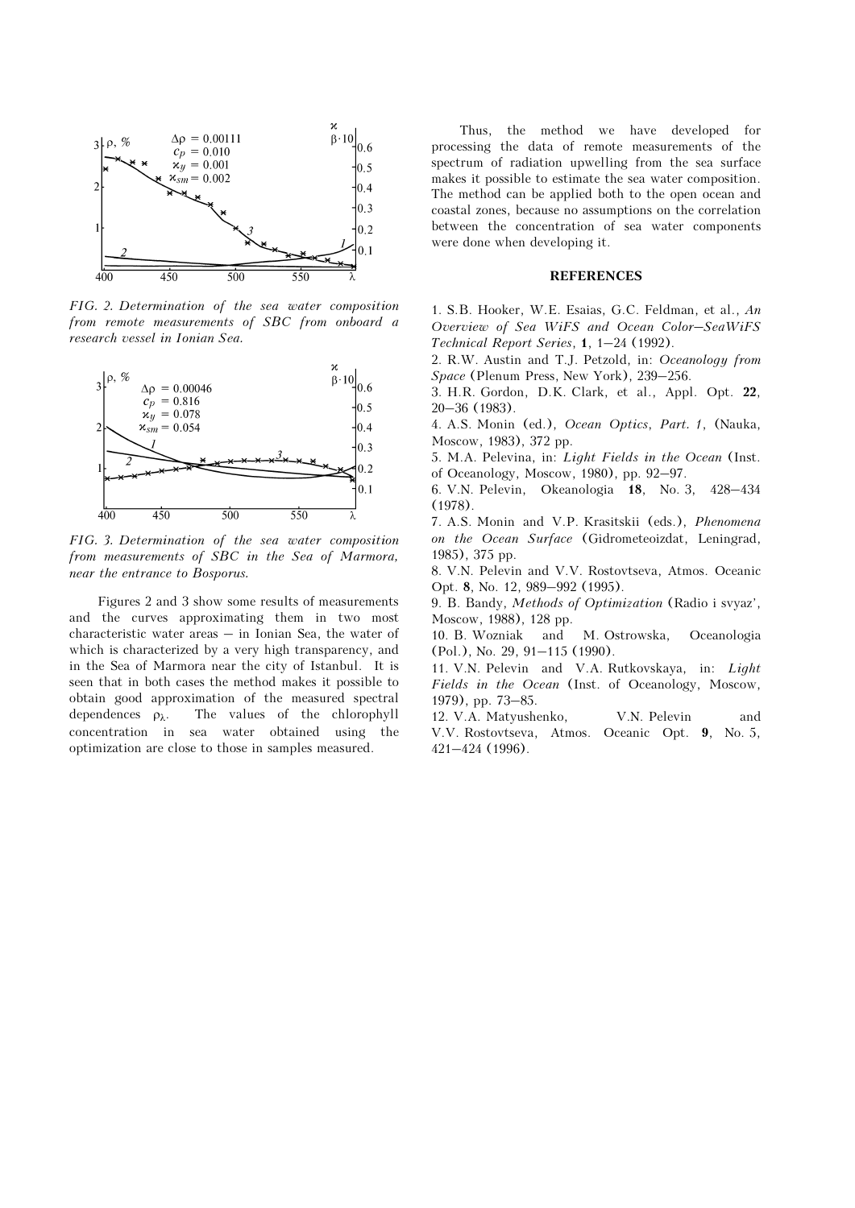ρ, %

$\Delta\rho$ = 0.00111

$c_p$ = 0.010

$\varkappa_y$ = 0.001

$\varkappa_{sm}$ = 0.002

ϰ

β·10

3

2

1

0.6

0.5

0.4

0.3

0.2

0.1

400 450 500 550 λ

1 2 3

*FIG. 2. Determination of the sea water composition from remote measurements of SBC from onboard a research vessel in Ionian Sea.*

ρ, %

$\Delta\rho$ = 0.00046

$c_p$ = 0.816

$\varkappa_y$ = 0.078

$\varkappa_{sm}$ = 0.054

ϰ

β·10

3

2

1

0.6

0.5

0.4

0.3

0.2

0.1

400 450 500 550 λ

1 2 3

*FIG. 3. Determination of the sea water composition from measurements of SBC in the Sea of Marmora, near the entrance to Bosporus.*

Figures 2 and 3 show some results of measurements and the curves approximating them in two most characteristic water areas – in Ionian Sea, the water of which is characterized by a very high transparency, and in the Sea of Marmora near the city of Istanbul. It is seen that in both cases the method makes it possible to obtain good approximation of the measured spectral dependences $\rho_\lambda$. The values of the chlorophyll concentration in sea water obtained using the optimization are close to those in samples measured.

Thus, the method we have developed for processing the data of remote measurements of the spectrum of radiation upwelling from the sea surface makes it possible to estimate the sea water composition. The method can be applied both to the open ocean and coastal zones, because no assumptions on the correlation between the concentration of sea water components were done when developing it.

## REFERENCES

1. S.B. Hooker, W.E. Esaias, G.C. Feldman, et al., *An Overview of Sea WiFS and Ocean Color–SeaWiFS Technical Report Series*, **1**, 1–24 (1992).
2. R.W. Austin and T.J. Petzold, in: *Oceanology from Space* (Plenum Press, New York), 239–256.
3. H.R. Gordon, D.K. Clark, et al., Appl. Opt. **22**, 20–36 (1983).
4. A.S. Monin (ed.), *Ocean Optics, Part. 1*, (Nauka, Moscow, 1983), 372 pp.
5. M.A. Pelevina, in: *Light Fields in the Ocean* (Inst. of Oceanology, Moscow, 1980), pp. 92–97.
6. V.N. Pelevin, Okeanologia **18**, No. 3, 428–434 (1978).
7. A.S. Monin and V.P. Krasitskii (eds.), *Phenomena on the Ocean Surface* (Gidrometeoizdat, Leningrad, 1985), 375 pp.
8. V.N. Pelevin and V.V. Rostovtseva, Atmos. Oceanic Opt. **8**, No. 12, 989–992 (1995).
9. B. Bandy, *Methods of Optimization* (Radio i svyaz', Moscow, 1988), 128 pp.
10. B. Wozniak and M. Ostrowska, Oceanologia (Pol.), No. 29, 91–115 (1990).
11. V.N. Pelevin and V.A. Rutkovskaya, in: *Light Fields in the Ocean* (Inst. of Oceanology, Moscow, 1979), pp. 73–85.
12. V.A. Matyushenko, V.N. Pelevin and V.V. Rostovtseva, Atmos. Oceanic Opt. **9**, No. 5, 421–424 (1996).